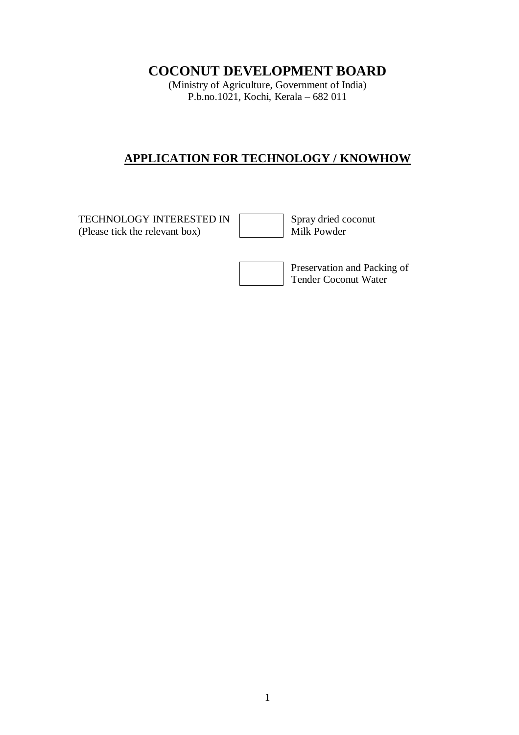# COCONUT DEVELOPMENT BOARD

(Ministry of Agriculture, Government of India)
P.b.no.1021, Kochi, Kerala – 682 011

## APPLICATION FOR TECHNOLOGY / KNOWHOW

TECHNOLOGY INTERESTED IN
(Please tick the relevant box)

- [ ] Spray dried coconut Milk Powder
- [ ] Preservation and Packing of Tender Coconut Water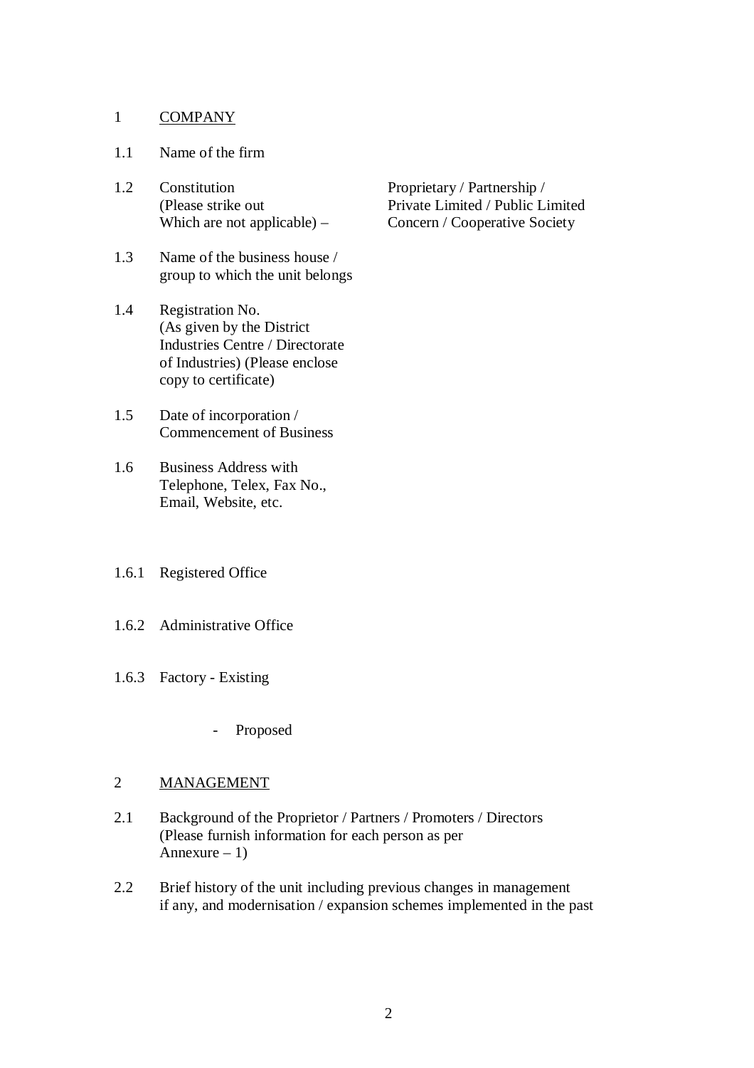## 1 COMPANY

1.1 Name of the firm

1.2 Constitution (Please strike out Which are not applicable) – Proprietary / Partnership / Private Limited / Public Limited Concern / Cooperative Society

1.3 Name of the business house / group to which the unit belongs

1.4 Registration No. (As given by the District Industries Centre / Directorate of Industries) (Please enclose copy to certificate)

1.5 Date of incorporation / Commencement of Business

1.6 Business Address with Telephone, Telex, Fax No., Email, Website, etc.

1.6.1 Registered Office

1.6.2 Administrative Office

1.6.3 Factory - Existing

- Proposed

## 2 MANAGEMENT

2.1 Background of the Proprietor / Partners / Promoters / Directors (Please furnish information for each person as per Annexure – 1)

2.2 Brief history of the unit including previous changes in management if any, and modernisation / expansion schemes implemented in the past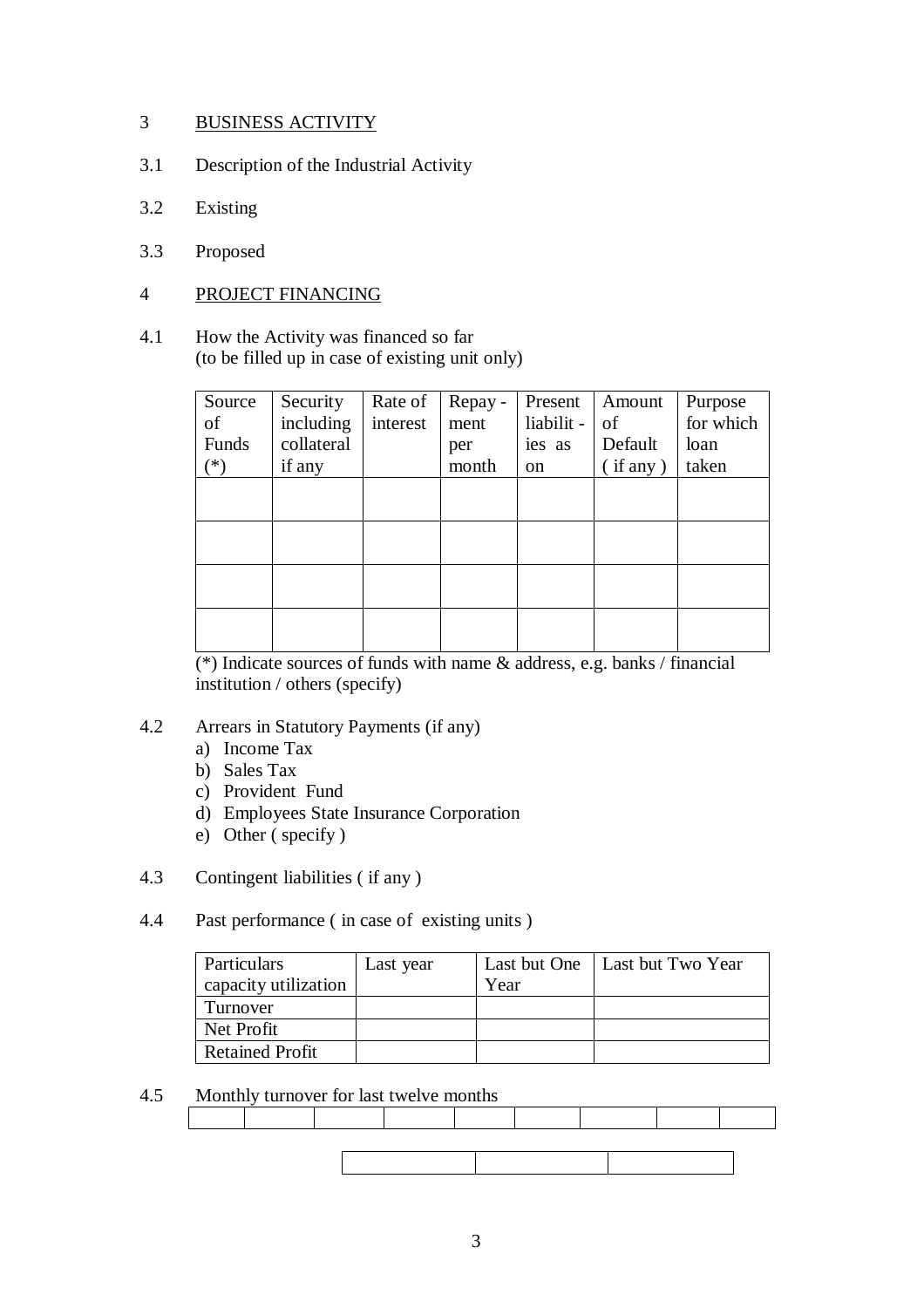## 3 BUSINESS ACTIVITY

3.1 Description of the Industrial Activity

3.2 Existing

3.3 Proposed

## 4 PROJECT FINANCING

4.1 How the Activity was financed so far
(to be filled up in case of existing unit only)

| Source of Funds (*) | Security including collateral if any | Rate of interest | Repay - ment per month | Present liabilit - ies as on | Amount of Default ( if any ) | Purpose for which loan taken |
|---|---|---|---|---|---|---|
| | | | | | | |
| | | | | | | |
| | | | | | | |
| | | | | | | |

(*) Indicate sources of funds with name & address, e.g. banks / financial institution / others (specify)

4.2 Arrears in Statutory Payments (if any)

a) Income Tax
b) Sales Tax
c) Provident Fund
d) Employees State Insurance Corporation
e) Other ( specify )

4.3 Contingent liabilities ( if any )

4.4 Past performance ( in case of existing units )

| Particulars capacity utilization | Last year | Last but One Year | Last but Two Year |
|---|---|---|---|
| Turnover | | | |
| Net Profit | | | |
| Retained Profit | | | |

4.5 Monthly turnover for last twelve months

| | | | | | | | | | | | |
|---|---|---|---|---|---|---|---|---|---|---|---|
| | | | | | | | | | | | |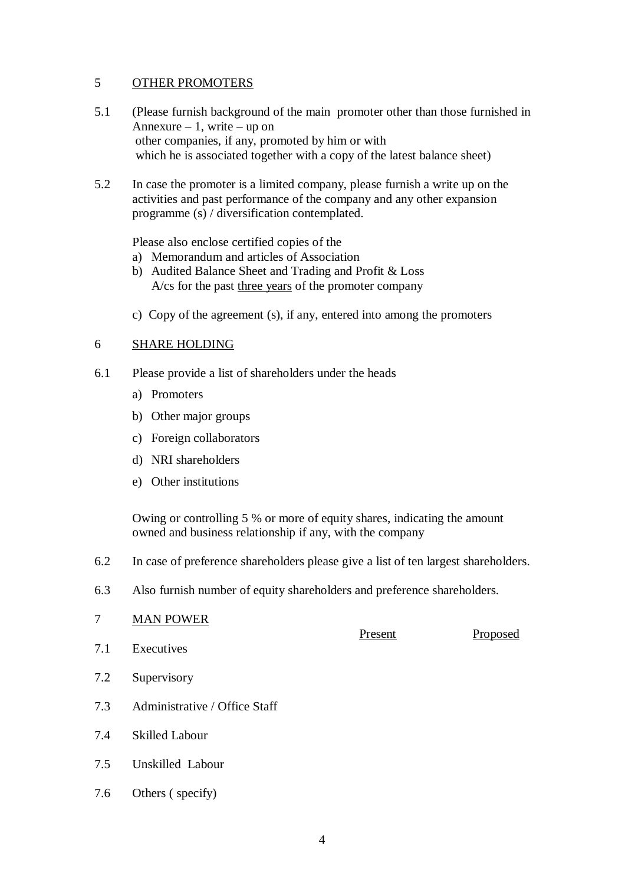## 5 OTHER PROMOTERS

5.1 (Please furnish background of the main promoter other than those furnished in Annexure – 1, write – up on other companies, if any, promoted by him or with which he is associated together with a copy of the latest balance sheet)

5.2 In case the promoter is a limited company, please furnish a write up on the activities and past performance of the company and any other expansion programme (s) / diversification contemplated.

Please also enclose certified copies of the

a) Memorandum and articles of Association
b) Audited Balance Sheet and Trading and Profit & Loss A/cs for the past <u>three years</u> of the promoter company
c) Copy of the agreement (s), if any, entered into among the promoters

## 6 SHARE HOLDING

6.1 Please provide a list of shareholders under the heads

a) Promoters
b) Other major groups
c) Foreign collaborators
d) NRI shareholders
e) Other institutions

Owing or controlling 5 % or more of equity shares, indicating the amount owned and business relationship if any, with the company

6.2 In case of preference shareholders please give a list of ten largest shareholders.

6.3 Also furnish number of equity shareholders and preference shareholders.

## 7 MAN POWER

| | | Present | Proposed |
|---|---|---|---|
| 7.1 | Executives | | |
| 7.2 | Supervisory | | |
| 7.3 | Administrative / Office Staff | | |
| 7.4 | Skilled Labour | | |
| 7.5 | Unskilled Labour | | |
| 7.6 | Others ( specify) | | |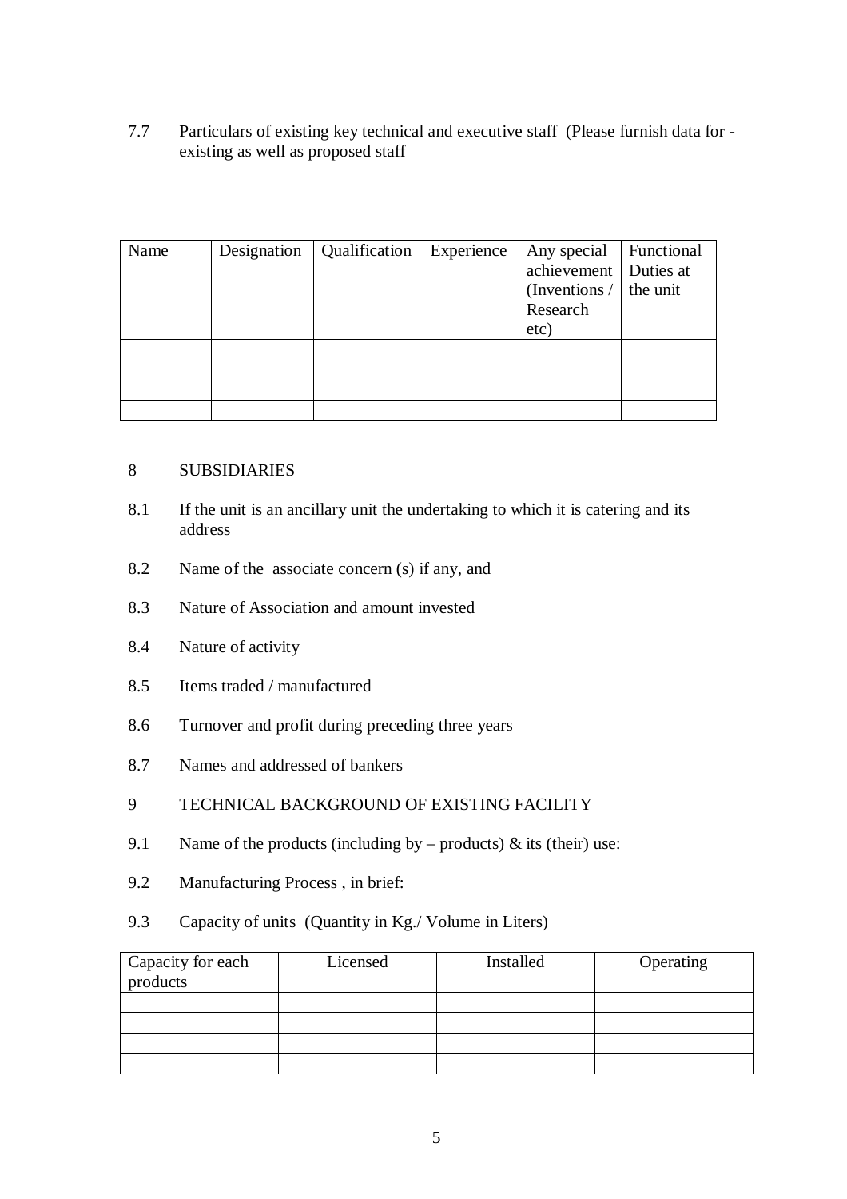7.7 Particulars of existing key technical and executive staff (Please furnish data for - existing as well as proposed staff

| Name | Designation | Qualification | Experience | Any special achievement (Inventions / Research etc) | Functional Duties at the unit |
|---|---|---|---|---|---|
| | | | | | |
| | | | | | |
| | | | | | |
| | | | | | |

8 SUBSIDIARIES

8.1 If the unit is an ancillary unit the undertaking to which it is catering and its address

8.2 Name of the associate concern (s) if any, and

8.3 Nature of Association and amount invested

8.4 Nature of activity

8.5 Items traded / manufactured

8.6 Turnover and profit during preceding three years

8.7 Names and addressed of bankers

9 TECHNICAL BACKGROUND OF EXISTING FACILITY

9.1 Name of the products (including by – products) & its (their) use:

9.2 Manufacturing Process , in brief:

9.3 Capacity of units (Quantity in Kg./ Volume in Liters)

| Capacity for each products | Licensed | Installed | Operating |
|---|---|---|---|
| | | | |
| | | | |
| | | | |
| | | | |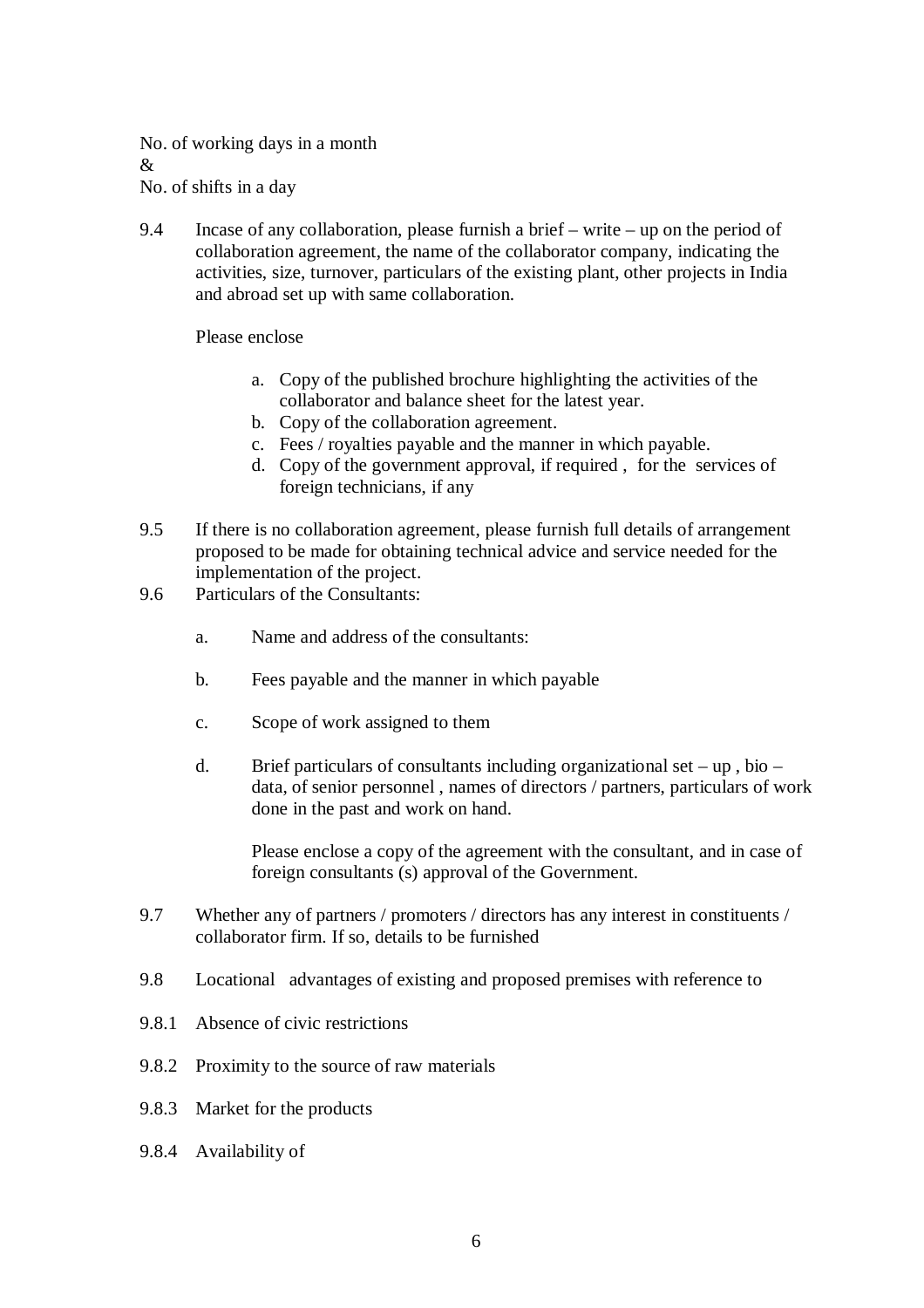No. of working days in a month
&
No. of shifts in a day

9.4 Incase of any collaboration, please furnish a brief – write – up on the period of collaboration agreement, the name of the collaborator company, indicating the activities, size, turnover, particulars of the existing plant, other projects in India and abroad set up with same collaboration.

Please enclose

a. Copy of the published brochure highlighting the activities of the collaborator and balance sheet for the latest year.
b. Copy of the collaboration agreement.
c. Fees / royalties payable and the manner in which payable.
d. Copy of the government approval, if required , for the services of foreign technicians, if any

9.5 If there is no collaboration agreement, please furnish full details of arrangement proposed to be made for obtaining technical advice and service needed for the implementation of the project.

9.6 Particulars of the Consultants:

a. Name and address of the consultants:

b. Fees payable and the manner in which payable

c. Scope of work assigned to them

d. Brief particulars of consultants including organizational set – up , bio – data, of senior personnel , names of directors / partners, particulars of work done in the past and work on hand.

Please enclose a copy of the agreement with the consultant, and in case of foreign consultants (s) approval of the Government.

9.7 Whether any of partners / promoters / directors has any interest in constituents / collaborator firm. If so, details to be furnished

9.8 Locational advantages of existing and proposed premises with reference to

9.8.1 Absence of civic restrictions

9.8.2 Proximity to the source of raw materials

9.8.3 Market for the products

9.8.4 Availability of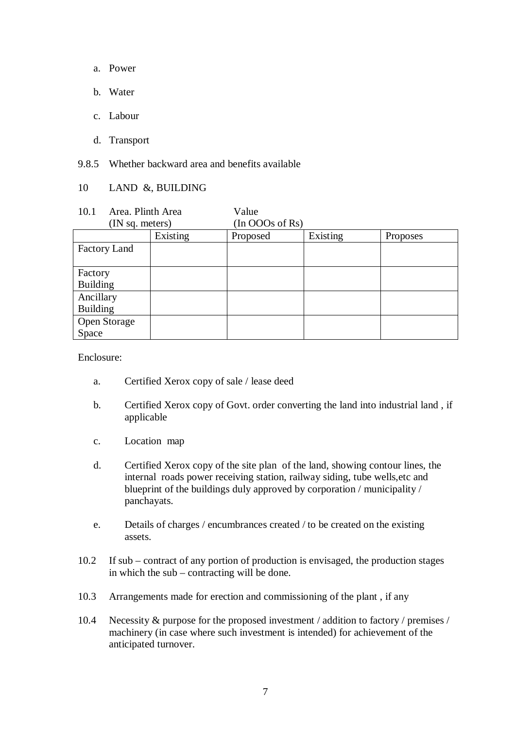a. Power

b. Water

c. Labour

d. Transport

9.8.5 Whether backward area and benefits available

10 LAND &, BUILDING

10.1 Area. Plinth Area (IN sq. meters) Value (In OOOs of Rs)

| | Existing | Proposed | Existing | Proposes |
|---|---|---|---|---|
| Factory Land | | | | |
| Factory Building | | | | |
| Ancillary Building | | | | |
| Open Storage Space | | | | |

Enclosure:

a. Certified Xerox copy of sale / lease deed

b. Certified Xerox copy of Govt. order converting the land into industrial land , if applicable

c. Location map

d. Certified Xerox copy of the site plan of the land, showing contour lines, the internal roads power receiving station, railway siding, tube wells,etc and blueprint of the buildings duly approved by corporation / municipality / panchayats.

e. Details of charges / encumbrances created / to be created on the existing assets.

10.2 If sub – contract of any portion of production is envisaged, the production stages in which the sub – contracting will be done.

10.3 Arrangements made for erection and commissioning of the plant , if any

10.4 Necessity & purpose for the proposed investment / addition to factory / premises / machinery (in case where such investment is intended) for achievement of the anticipated turnover.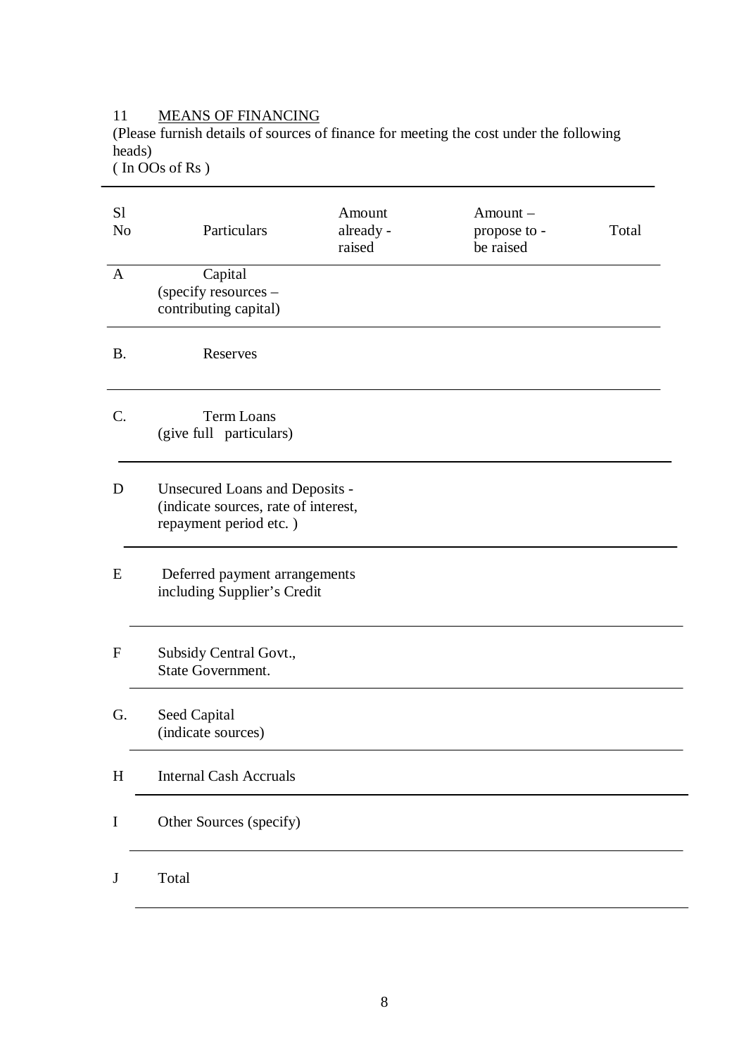11 MEANS OF FINANCING

(Please furnish details of sources of finance for meeting the cost under the following heads)

( In OOs of Rs )

| Sl No | Particulars | Amount already - raised | Amount – propose to - be raised | Total |
|---|---|---|---|---|
| A | Capital (specify resources – contributing capital) | | | |
| B. | Reserves | | | |
| C. | Term Loans (give full particulars) | | | |
| D | Unsecured Loans and Deposits - (indicate sources, rate of interest, repayment period etc. ) | | | |
| E | Deferred payment arrangements including Supplier's Credit | | | |
| F | Subsidy Central Govt., State Government. | | | |
| G. | Seed Capital (indicate sources) | | | |
| H | Internal Cash Accruals | | | |
| I | Other Sources (specify) | | | |
| J | Total | | | |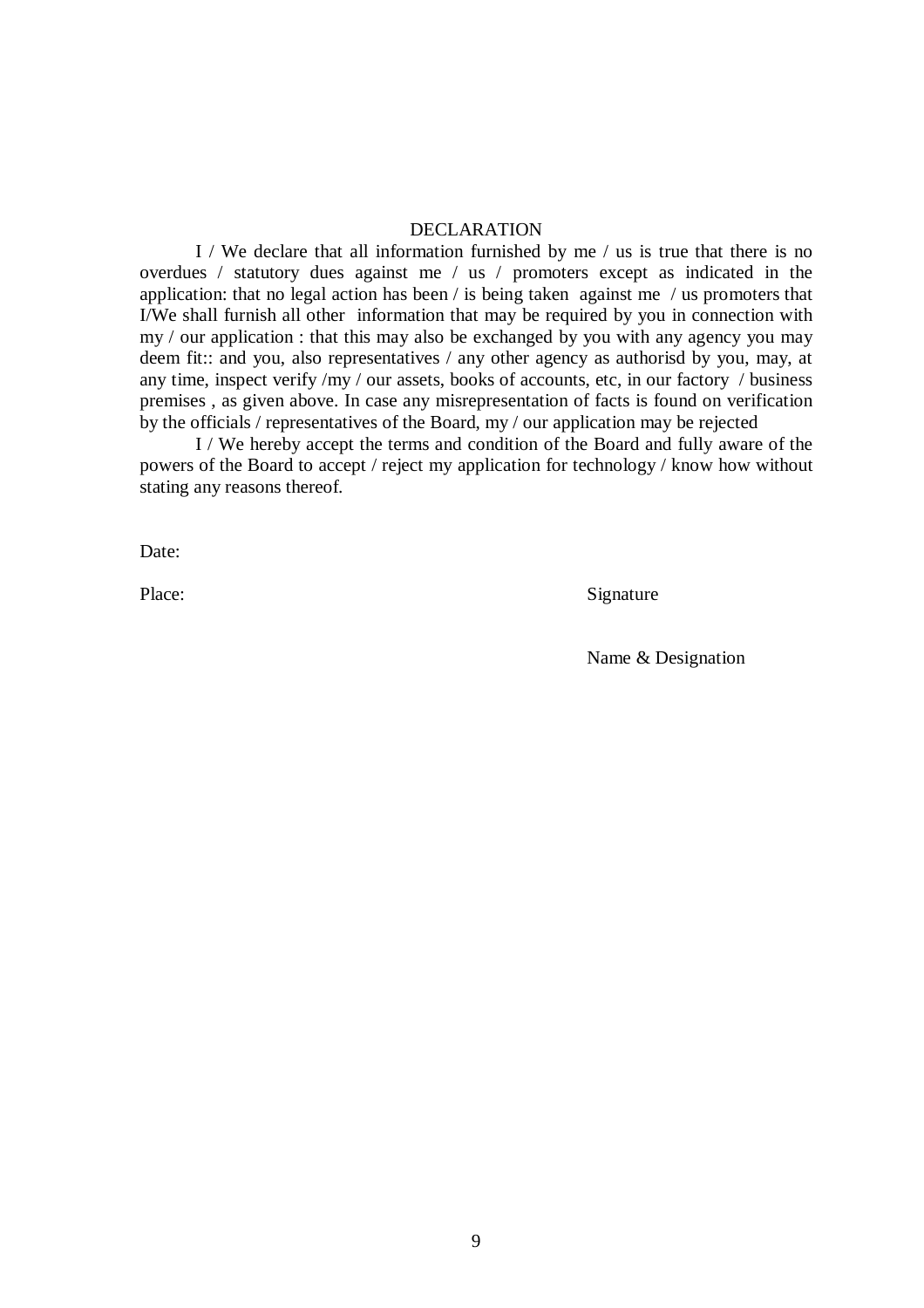## DECLARATION

I / We declare that all information furnished by me / us is true that there is no overdues / statutory dues against me / us / promoters except as indicated in the application: that no legal action has been / is being taken against me / us promoters that I/We shall furnish all other information that may be required by you in connection with my / our application : that this may also be exchanged by you with any agency you may deem fit:: and you, also representatives / any other agency as authorisd by you, may, at any time, inspect verify /my / our assets, books of accounts, etc, in our factory / business premises , as given above. In case any misrepresentation of facts is found on verification by the officials / representatives of the Board, my / our application may be rejected

I / We hereby accept the terms and condition of the Board and fully aware of the powers of the Board to accept / reject my application for technology / know how without stating any reasons thereof.

Date:

Place: Signature

Name & Designation